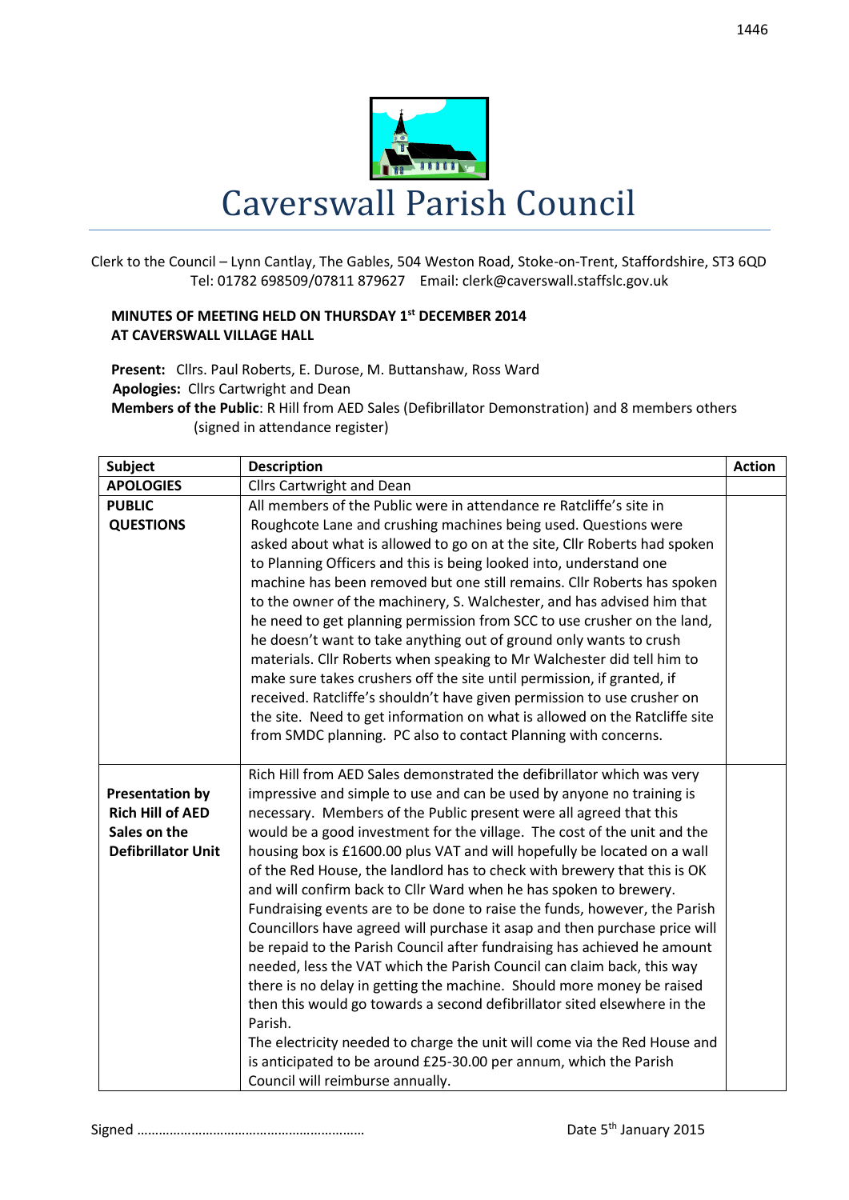# Caverswall Parish Council

Clerk to the Council – Lynn Cantlay, The Gables, 504 Weston Road, Stoke-on-Trent, Staffordshire, ST3 6QD
Tel: 01782 698509/07811 879627 Email: clerk@caverswall.staffslc.gov.uk

**MINUTES OF MEETING HELD ON THURSDAY 1st DECEMBER 2014**
**AT CAVERSWALL VILLAGE HALL**

**Present:** Cllrs. Paul Roberts, E. Durose, M. Buttanshaw, Ross Ward
**Apologies:** Cllrs Cartwright and Dean
**Members of the Public**: R Hill from AED Sales (Defibrillator Demonstration) and 8 members others (signed in attendance register)

| Subject | Description | Action |
|---|---|---|
| **APOLOGIES** | Cllrs Cartwright and Dean | |
| **PUBLIC QUESTIONS** | All members of the Public were in attendance re Ratcliffe's site in Roughcote Lane and crushing machines being used. Questions were asked about what is allowed to go on at the site, Cllr Roberts had spoken to Planning Officers and this is being looked into, understand one machine has been removed but one still remains. Cllr Roberts has spoken to the owner of the machinery, S. Walchester, and has advised him that he need to get planning permission from SCC to use crusher on the land, he doesn't want to take anything out of ground only wants to crush materials. Cllr Roberts when speaking to Mr Walchester did tell him to make sure takes crushers off the site until permission, if granted, if received. Ratcliffe's shouldn't have given permission to use crusher on the site. Need to get information on what is allowed on the Ratcliffe site from SMDC planning. PC also to contact Planning with concerns. | |
| **Presentation by Rich Hill of AED Sales on the Defibrillator Unit** | Rich Hill from AED Sales demonstrated the defibrillator which was very impressive and simple to use and can be used by anyone no training is necessary. Members of the Public present were all agreed that this would be a good investment for the village. The cost of the unit and the housing box is £1600.00 plus VAT and will hopefully be located on a wall of the Red House, the landlord has to check with brewery that this is OK and will confirm back to Cllr Ward when he has spoken to brewery. Fundraising events are to be done to raise the funds, however, the Parish Councillors have agreed will purchase it asap and then purchase price will be repaid to the Parish Council after fundraising has achieved he amount needed, less the VAT which the Parish Council can claim back, this way there is no delay in getting the machine. Should more money be raised then this would go towards a second defibrillator sited elsewhere in the Parish.<br>The electricity needed to charge the unit will come via the Red House and is anticipated to be around £25-30.00 per annum, which the Parish Council will reimburse annually. | |

Signed ……………………………………………………… Date 5th January 2015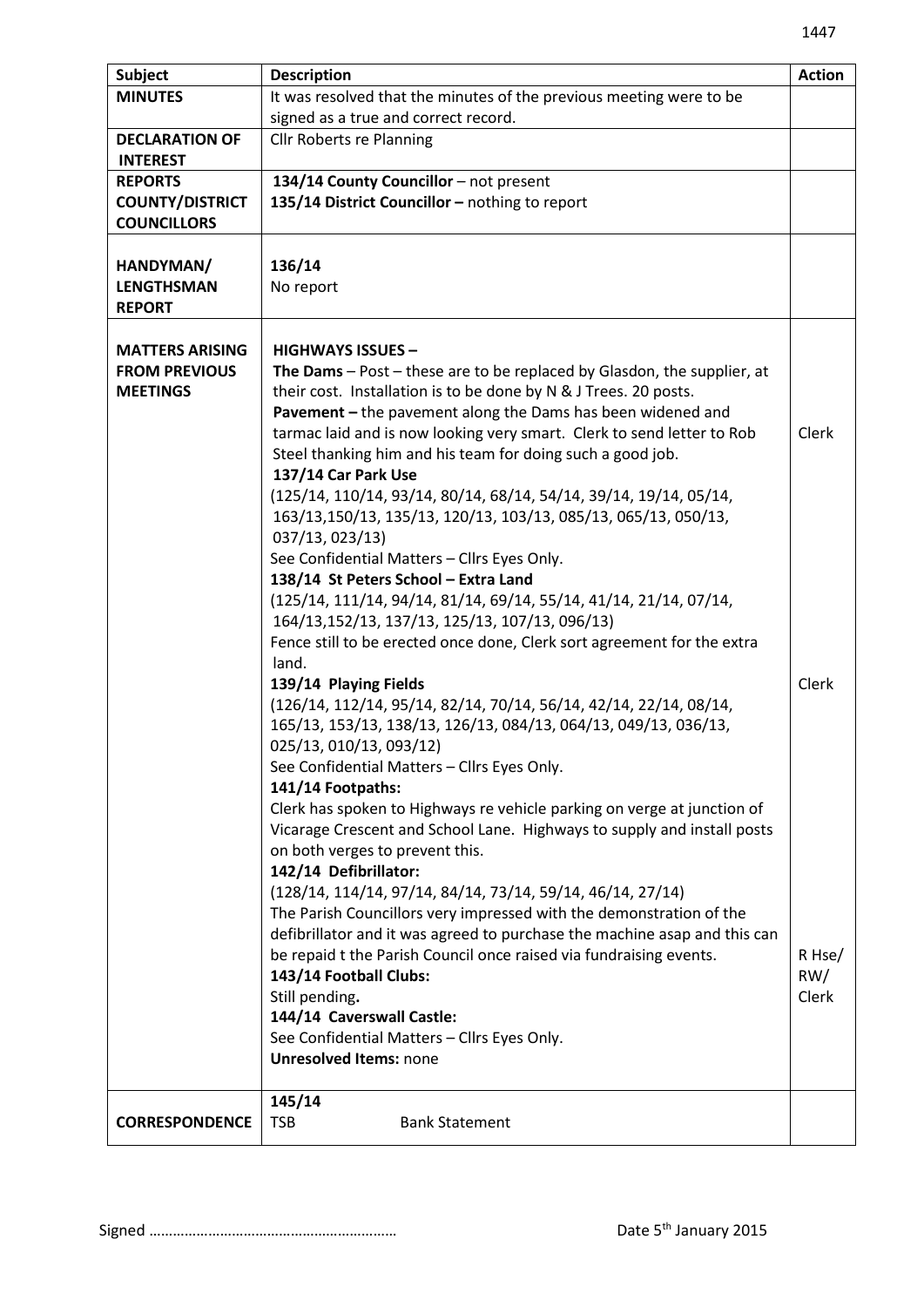| Subject | Description | Action |
| --- | --- | --- |
| **MINUTES** | It was resolved that the minutes of the previous meeting were to be signed as a true and correct record. | |
| **DECLARATION OF INTEREST** | Cllr Roberts re Planning | |
| **REPORTS COUNTY/DISTRICT COUNCILLORS** | **134/14 County Councillor** – not present<br>**135/14 District Councillor –** nothing to report | |
| **HANDYMAN/ LENGTHSMAN REPORT** | **136/14**<br>No report | |
| **MATTERS ARISING FROM PREVIOUS MEETINGS** | **HIGHWAYS ISSUES –**<br>**The Dams** – Post – these are to be replaced by Glasdon, the supplier, at their cost. Installation is to be done by N & J Trees. 20 posts.<br>**Pavement –** the pavement along the Dams has been widened and tarmac laid and is now looking very smart. Clerk to send letter to Rob Steel thanking him and his team for doing such a good job.<br>**137/14 Car Park Use**<br>(125/14, 110/14, 93/14, 80/14, 68/14, 54/14, 39/14, 19/14, 05/14, 163/13,150/13, 135/13, 120/13, 103/13, 085/13, 065/13, 050/13, 037/13, 023/13)<br>See Confidential Matters – Cllrs Eyes Only.<br>**138/14 St Peters School – Extra Land**<br>(125/14, 111/14, 94/14, 81/14, 69/14, 55/14, 41/14, 21/14, 07/14, 164/13,152/13, 137/13, 125/13, 107/13, 096/13)<br>Fence still to be erected once done, Clerk sort agreement for the extra land.<br>**139/14 Playing Fields**<br>(126/14, 112/14, 95/14, 82/14, 70/14, 56/14, 42/14, 22/14, 08/14, 165/13, 153/13, 138/13, 126/13, 084/13, 064/13, 049/13, 036/13, 025/13, 010/13, 093/12)<br>See Confidential Matters – Cllrs Eyes Only.<br>**141/14 Footpaths:**<br>Clerk has spoken to Highways re vehicle parking on verge at junction of Vicarage Crescent and School Lane. Highways to supply and install posts on both verges to prevent this.<br>**142/14 Defibrillator:**<br>(128/14, 114/14, 97/14, 84/14, 73/14, 59/14, 46/14, 27/14)<br>The Parish Councillors very impressed with the demonstration of the defibrillator and it was agreed to purchase the machine asap and this can be repaid t the Parish Council once raised via fundraising events.<br>**143/14 Football Clubs:**<br>Still pending**.**<br>**144/14 Caverswall Castle:**<br>See Confidential Matters – Cllrs Eyes Only.<br>**Unresolved Items:** none | Clerk<br><br>Clerk<br><br>R Hse/ RW/ Clerk |
| **CORRESPONDENCE** | **145/14**<br>TSB Bank Statement | |

Signed ……………………………………………………  Date 5th January 2015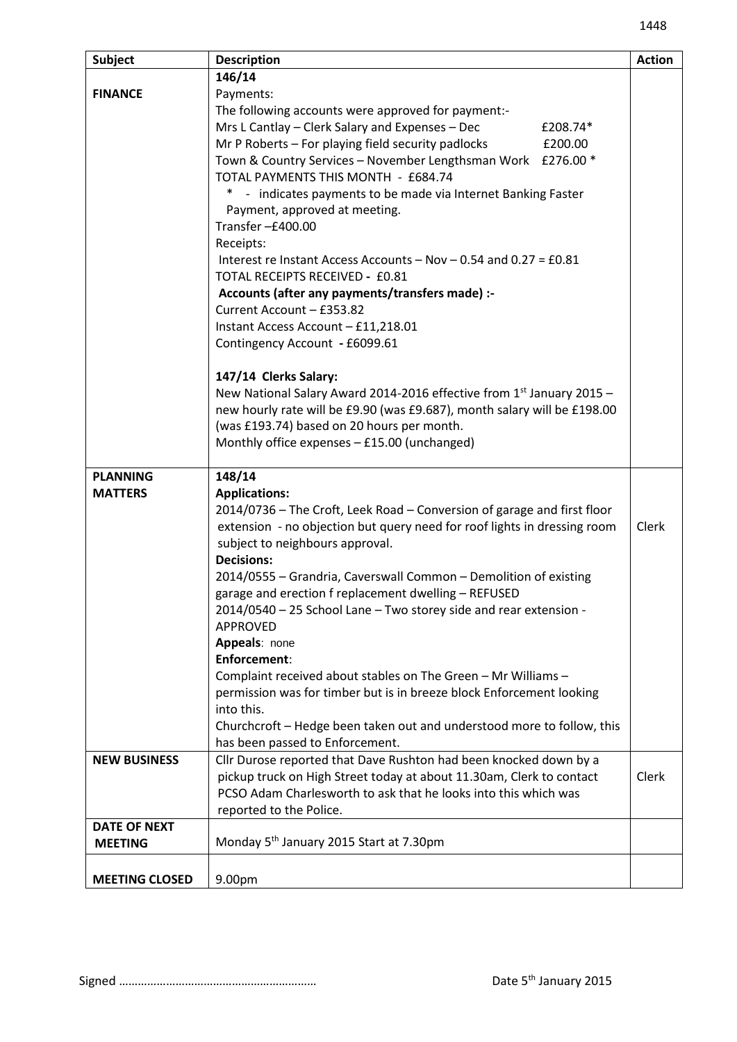| Subject | Description | Action |
|---|---|---|
| **FINANCE** | **146/14**<br>Payments:<br>The following accounts were approved for payment:-<br>Mrs L Cantlay – Clerk Salary and Expenses – Dec £208.74*<br>Mr P Roberts – For playing field security padlocks £200.00<br>Town & Country Services – November Lengthsman Work £276.00 *<br>TOTAL PAYMENTS THIS MONTH - £684.74<br>* - indicates payments to be made via Internet Banking Faster Payment, approved at meeting.<br>Transfer –£400.00<br>Receipts:<br>Interest re Instant Access Accounts – Nov – 0.54 and 0.27 = £0.81<br>TOTAL RECEIPTS RECEIVED - £0.81<br>**Accounts (after any payments/transfers made) :-**<br>Current Account – £353.82<br>Instant Access Account – £11,218.01<br>Contingency Account - £6099.61<br><br>**147/14 Clerks Salary:**<br>New National Salary Award 2014-2016 effective from 1st January 2015 – new hourly rate will be £9.90 (was £9.687), month salary will be £198.00 (was £193.74) based on 20 hours per month.<br>Monthly office expenses – £15.00 (unchanged) | |
| **PLANNING MATTERS** | **148/14**<br>**Applications:**<br>2014/0736 – The Croft, Leek Road – Conversion of garage and first floor extension - no objection but query need for roof lights in dressing room subject to neighbours approval.<br>**Decisions:**<br>2014/0555 – Grandria, Caverswall Common – Demolition of existing garage and erection f replacement dwelling – REFUSED<br>2014/0540 – 25 School Lane – Two storey side and rear extension - APPROVED<br>**Appeals**: none<br>**Enforcement**:<br>Complaint received about stables on The Green – Mr Williams – permission was for timber but is in breeze block Enforcement looking into this.<br>Churchcroft – Hedge been taken out and understood more to follow, this has been passed to Enforcement. | Clerk |
| **NEW BUSINESS** | Cllr Durose reported that Dave Rushton had been knocked down by a pickup truck on High Street today at about 11.30am, Clerk to contact PCSO Adam Charlesworth to ask that he looks into this which was reported to the Police. | Clerk |
| **DATE OF NEXT MEETING** | Monday 5th January 2015 Start at 7.30pm | |
| **MEETING CLOSED** | 9.00pm | |

Signed …………………………………………………… Date 5th January 2015